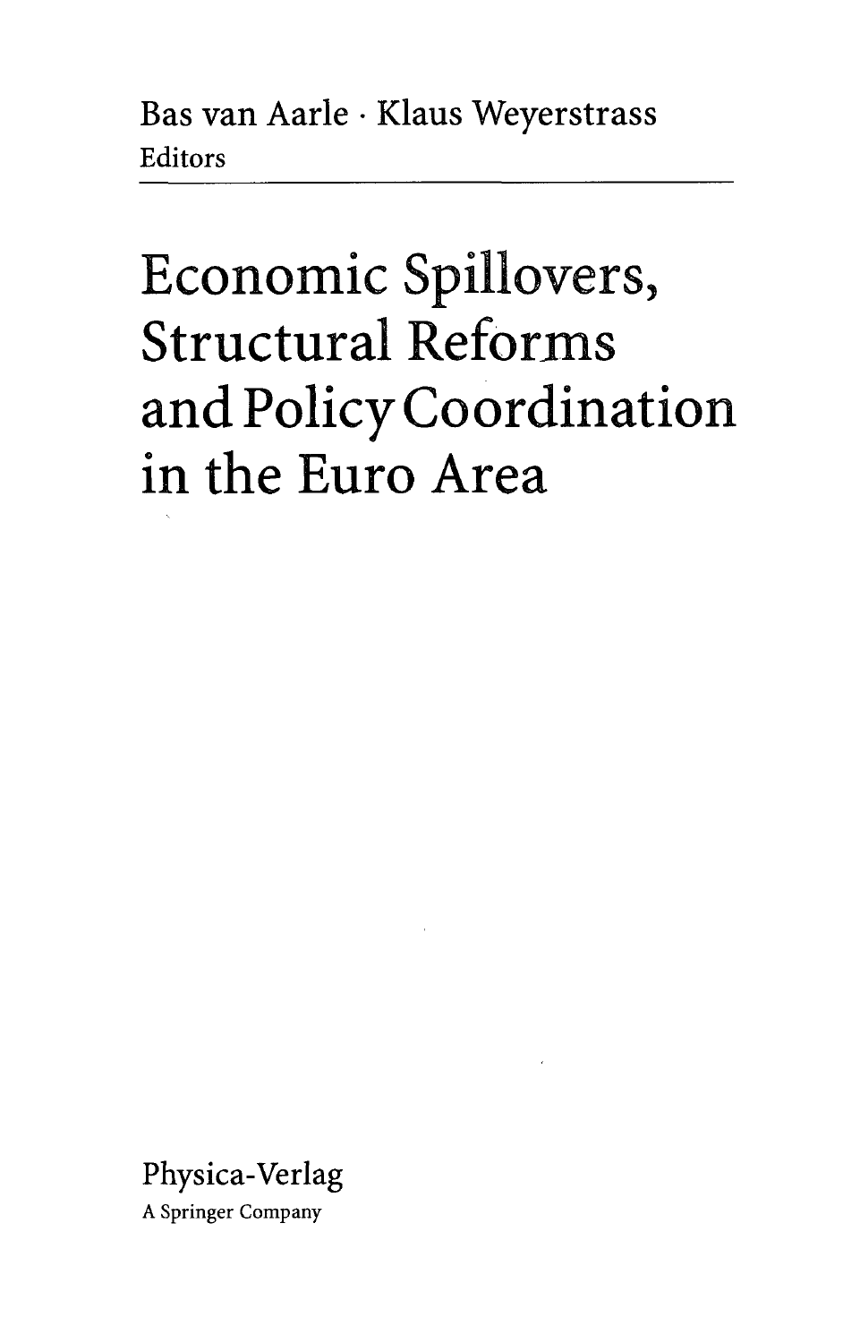Bas van Aarle · Klaus Weyerstrass
Editors

# Economic Spillovers, Structural Reforms and Policy Coordination in the Euro Area

Physica-Verlag
A Springer Company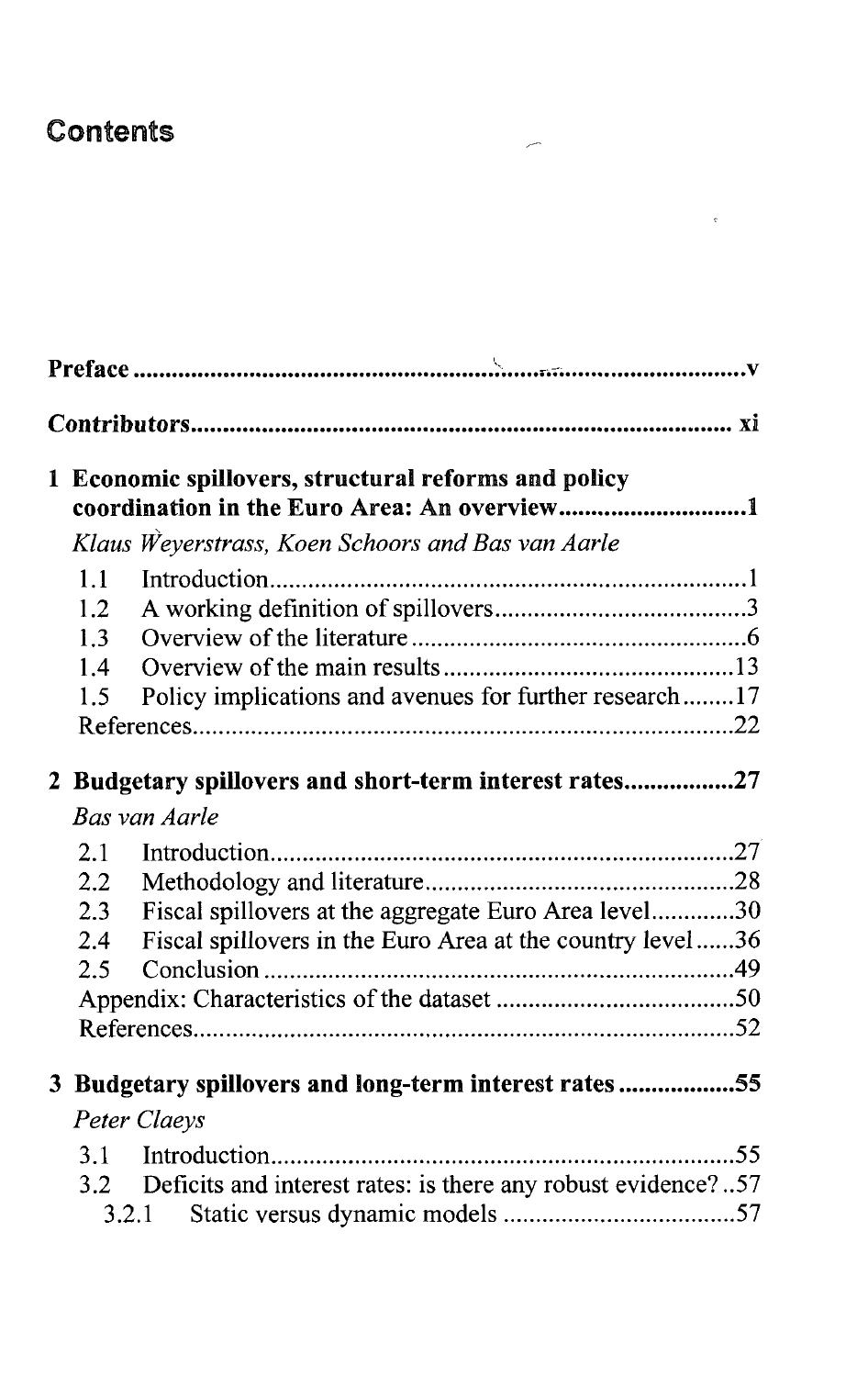# Contents

**Preface** ... v

**Contributors** ... xi

**1 Economic spillovers, structural reforms and policy coordination in the Euro Area: An overview** ... 1

*Klaus Weyerstrass, Koen Schoors and Bas van Aarle*

- 1.1 Introduction ... 1
- 1.2 A working definition of spillovers ... 3
- 1.3 Overview of the literature ... 6
- 1.4 Overview of the main results ... 13
- 1.5 Policy implications and avenues for further research ... 17
- References ... 22

**2 Budgetary spillovers and short-term interest rates** ... 27

*Bas van Aarle*

- 2.1 Introduction ... 27
- 2.2 Methodology and literature ... 28
- 2.3 Fiscal spillovers at the aggregate Euro Area level ... 30
- 2.4 Fiscal spillovers in the Euro Area at the country level ... 36
- 2.5 Conclusion ... 49
- Appendix: Characteristics of the dataset ... 50
- References ... 52

**3 Budgetary spillovers and long-term interest rates** ... 55

*Peter Claeys*

- 3.1 Introduction ... 55
- 3.2 Deficits and interest rates: is there any robust evidence? ... 57
  - 3.2.1 Static versus dynamic models ... 57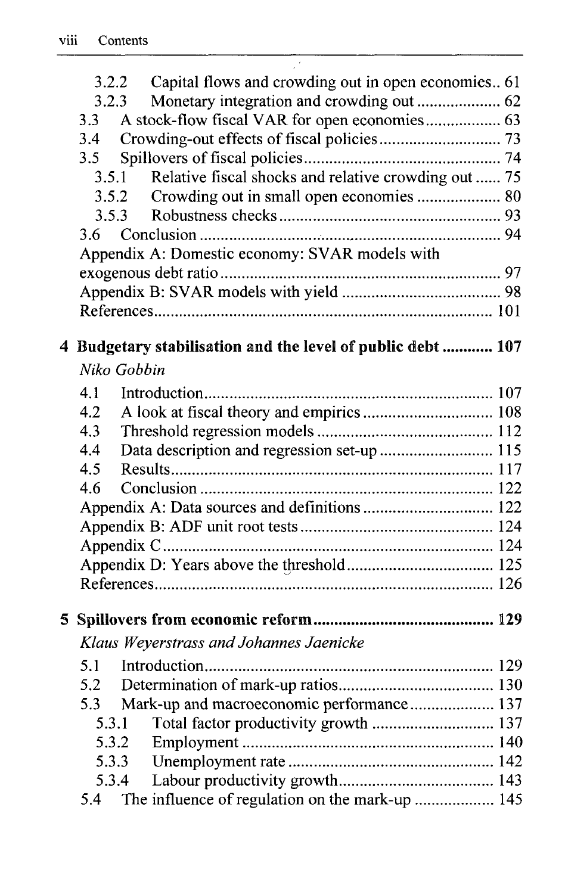3.2.2 Capital flows and crowding out in open economies .. 61
3.2.3 Monetary integration and crowding out .................... 62
3.3 A stock-flow fiscal VAR for open economies .................. 63
3.4 Crowding-out effects of fiscal policies ............................. 73
3.5 Spillovers of fiscal policies .............................................. 74
3.5.1 Relative fiscal shocks and relative crowding out ...... 75
3.5.2 Crowding out in small open economies .................... 80
3.5.3 Robustness checks .................................................... 93
3.6 Conclusion ...................................................................... 94
Appendix A: Domestic economy: SVAR models with exogenous debt ratio ................................................................. 97
Appendix B: SVAR models with yield ...................................... 98
References ............................................................................... 101

**4 Budgetary stabilisation and the level of public debt ........... 107**

*Niko Gobbin*

4.1 Introduction .................................................................... 107
4.2 A look at fiscal theory and empirics ............................... 108
4.3 Threshold regression models .......................................... 112
4.4 Data description and regression set-up ........................... 115
4.5 Results ............................................................................ 117
4.6 Conclusion ..................................................................... 122
Appendix A: Data sources and definitions ............................... 122
Appendix B: ADF unit root tests .............................................. 124
Appendix C .............................................................................. 124
Appendix D: Years above the threshold ................................... 125
References ................................................................................ 126

**5 Spillovers from economic reform ......................................... 129**

*Klaus Weyerstrass and Johannes Jaenicke*

5.1 Introduction .................................................................... 129
5.2 Determination of mark-up ratios ..................................... 130
5.3 Mark-up and macroeconomic performance .................... 137
5.3.1 Total factor productivity growth ............................. 137
5.3.2 Employment ............................................................ 140
5.3.3 Unemployment rate ................................................. 142
5.3.4 Labour productivity growth ..................................... 143
5.4 The influence of regulation on the mark-up ................... 145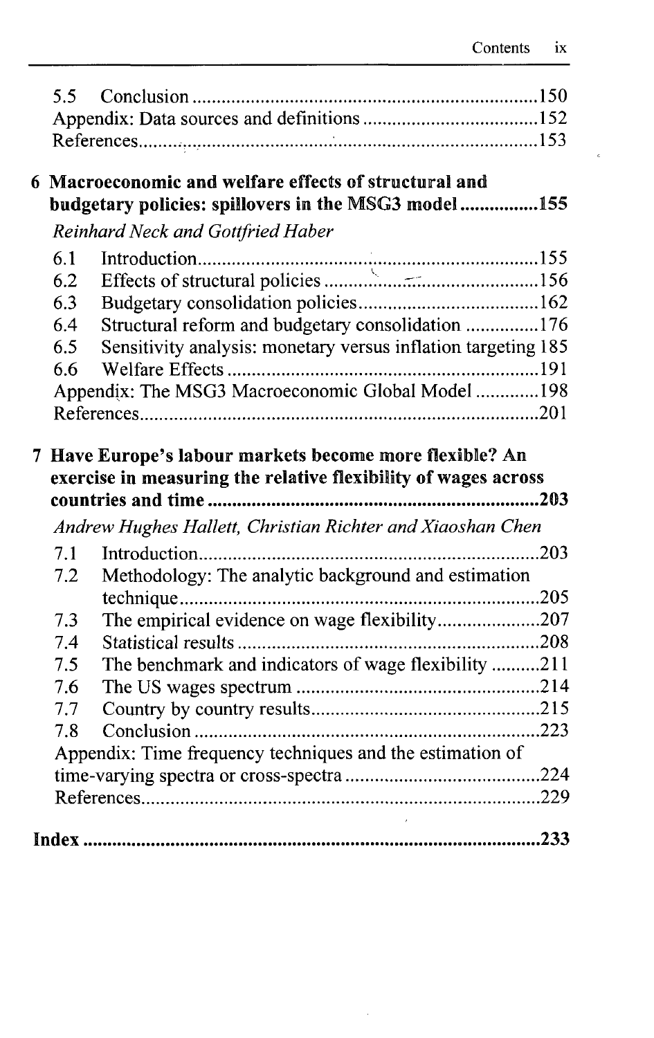5.5 Conclusion ..................................................................... 150
Appendix: Data sources and definitions ..................................... 152
References ............................................................................ 153

**6 Macroeconomic and welfare effects of structural and budgetary policies: spillovers in the MSG3 model ................ 155**

*Reinhard Neck and Gottfried Haber*

6.1 Introduction ..................................................................... 155
6.2 Effects of structural policies ............................................ 156
6.3 Budgetary consolidation policies ..................................... 162
6.4 Structural reform and budgetary consolidation ............... 176
6.5 Sensitivity analysis: monetary versus inflation targeting 185
6.6 Welfare Effects ............................................................... 191
Appendix: The MSG3 Macroeconomic Global Model ............. 198
References ............................................................................ 201

**7 Have Europe's labour markets become more flexible? An exercise in measuring the relative flexibility of wages across countries and time ..................................................... 203**

*Andrew Hughes Hallett, Christian Richter and Xiaoshan Chen*

7.1 Introduction ..................................................................... 203
7.2 Methodology: The analytic background and estimation technique ........................................................................ 205
7.3 The empirical evidence on wage flexibility ..................... 207
7.4 Statistical results ............................................................. 208
7.5 The benchmark and indicators of wage flexibility .......... 211
7.6 The US wages spectrum ................................................. 214
7.7 Country by country results .............................................. 215
7.8 Conclusion ...................................................................... 223
Appendix: Time frequency techniques and the estimation of time-varying spectra or cross-spectra ........................................ 224
References ............................................................................ 229

**Index ................................................................................. 233**